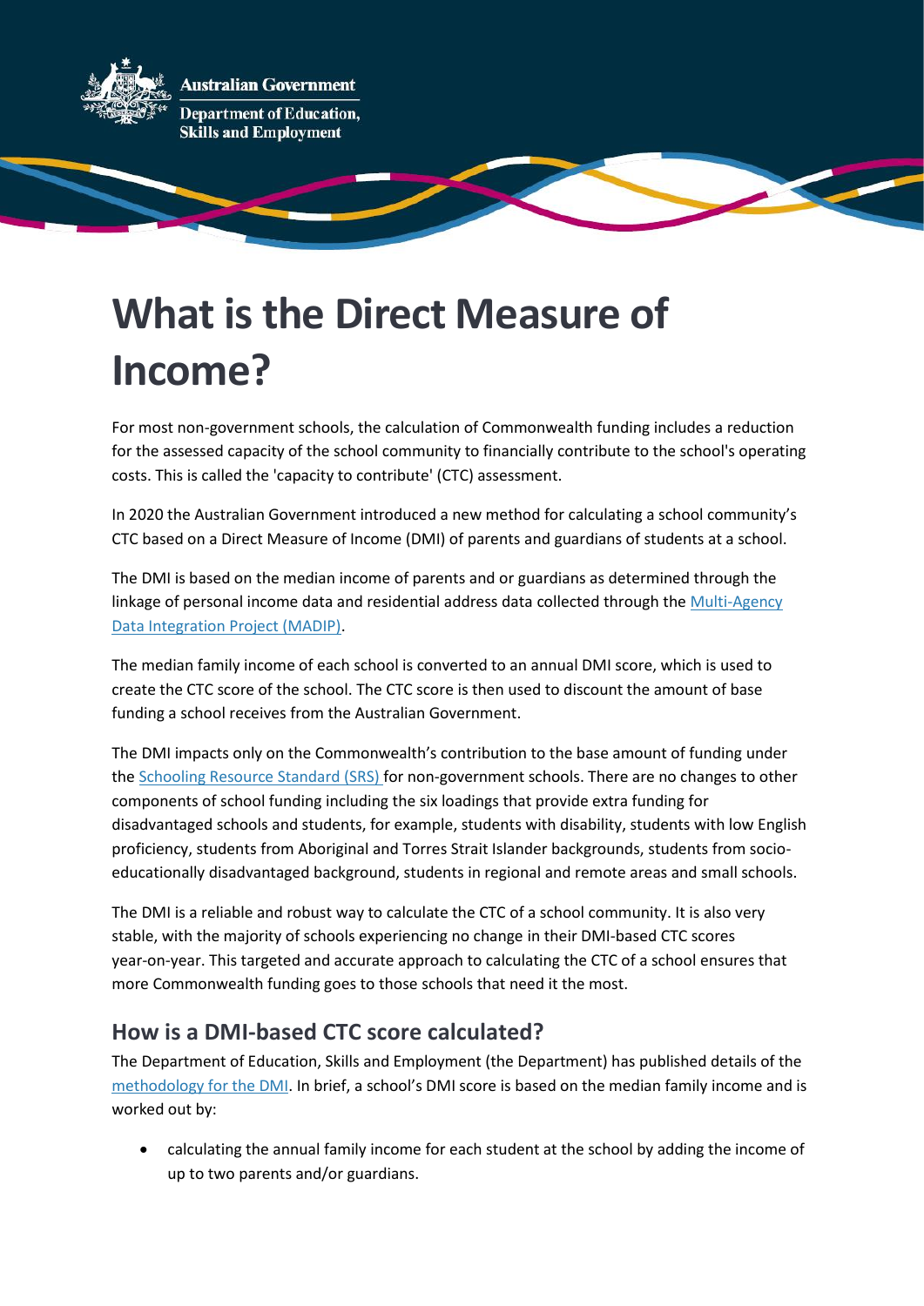Australian Government

Department of Education, Skills and Employment

# What is the Direct Measure of Income?

For most non-government schools, the calculation of Commonwealth funding includes a reduction for the assessed capacity of the school community to financially contribute to the school's operating costs. This is called the 'capacity to contribute' (CTC) assessment.

In 2020 the Australian Government introduced a new method for calculating a school community's CTC based on a Direct Measure of Income (DMI) of parents and guardians of students at a school.

The DMI is based on the median income of parents and or guardians as determined through the linkage of personal income data and residential address data collected through the Multi-Agency Data Integration Project (MADIP).

The median family income of each school is converted to an annual DMI score, which is used to create the CTC score of the school. The CTC score is then used to discount the amount of base funding a school receives from the Australian Government.

The DMI impacts only on the Commonwealth's contribution to the base amount of funding under the Schooling Resource Standard (SRS) for non-government schools. There are no changes to other components of school funding including the six loadings that provide extra funding for disadvantaged schools and students, for example, students with disability, students with low English proficiency, students from Aboriginal and Torres Strait Islander backgrounds, students from socio-educationally disadvantaged background, students in regional and remote areas and small schools.

The DMI is a reliable and robust way to calculate the CTC of a school community. It is also very stable, with the majority of schools experiencing no change in their DMI-based CTC scores year-on-year. This targeted and accurate approach to calculating the CTC of a school ensures that more Commonwealth funding goes to those schools that need it the most.

## How is a DMI-based CTC score calculated?

The Department of Education, Skills and Employment (the Department) has published details of the methodology for the DMI. In brief, a school's DMI score is based on the median family income and is worked out by:

- calculating the annual family income for each student at the school by adding the income of up to two parents and/or guardians.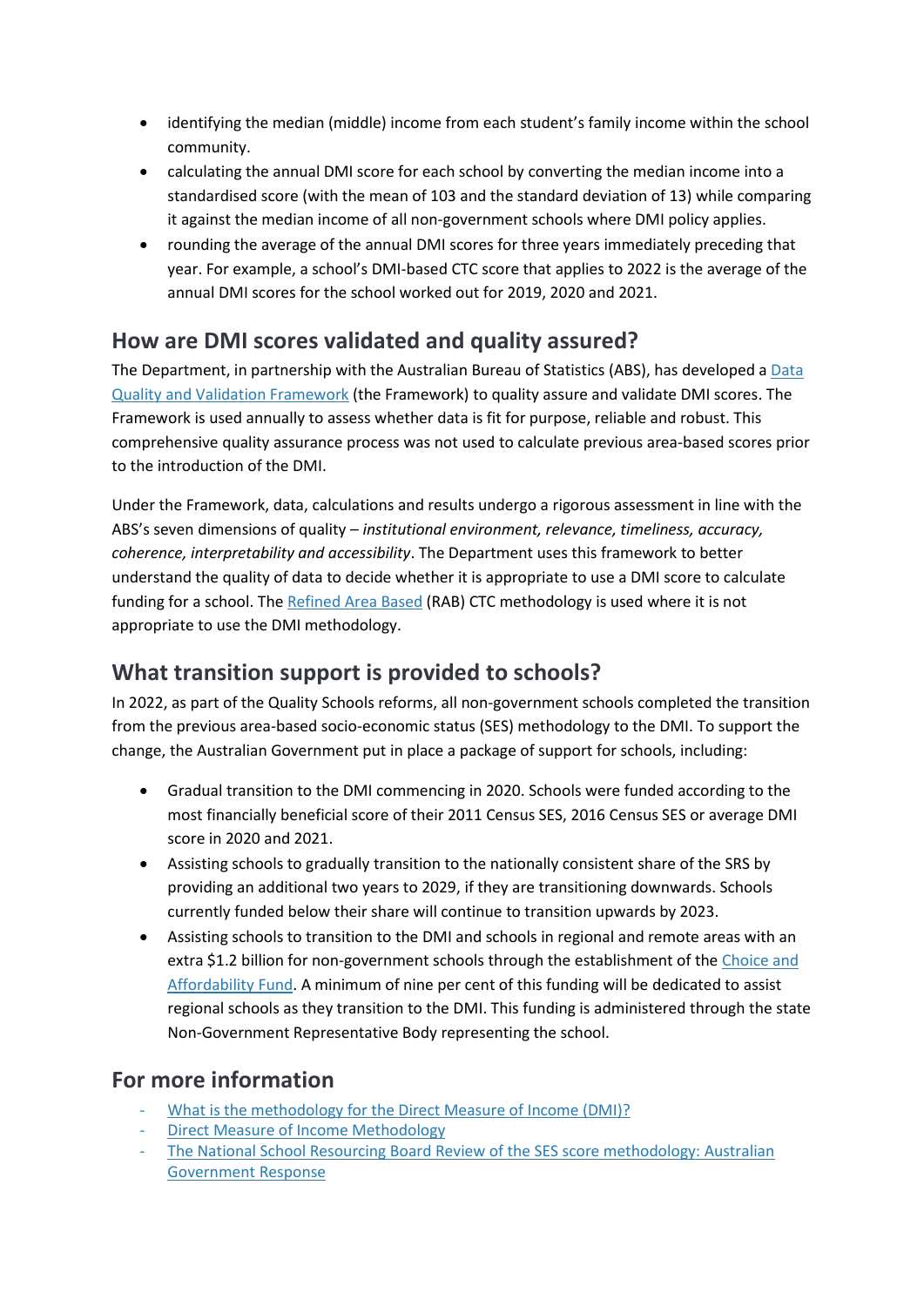- identifying the median (middle) income from each student's family income within the school community.
- calculating the annual DMI score for each school by converting the median income into a standardised score (with the mean of 103 and the standard deviation of 13) while comparing it against the median income of all non-government schools where DMI policy applies.
- rounding the average of the annual DMI scores for three years immediately preceding that year. For example, a school's DMI-based CTC score that applies to 2022 is the average of the annual DMI scores for the school worked out for 2019, 2020 and 2021.

## How are DMI scores validated and quality assured?

The Department, in partnership with the Australian Bureau of Statistics (ABS), has developed a Data Quality and Validation Framework (the Framework) to quality assure and validate DMI scores. The Framework is used annually to assess whether data is fit for purpose, reliable and robust. This comprehensive quality assurance process was not used to calculate previous area-based scores prior to the introduction of the DMI.

Under the Framework, data, calculations and results undergo a rigorous assessment in line with the ABS's seven dimensions of quality – *institutional environment, relevance, timeliness, accuracy, coherence, interpretability and accessibility*. The Department uses this framework to better understand the quality of data to decide whether it is appropriate to use a DMI score to calculate funding for a school. The Refined Area Based (RAB) CTC methodology is used where it is not appropriate to use the DMI methodology.

## What transition support is provided to schools?

In 2022, as part of the Quality Schools reforms, all non-government schools completed the transition from the previous area-based socio-economic status (SES) methodology to the DMI. To support the change, the Australian Government put in place a package of support for schools, including:

- Gradual transition to the DMI commencing in 2020. Schools were funded according to the most financially beneficial score of their 2011 Census SES, 2016 Census SES or average DMI score in 2020 and 2021.
- Assisting schools to gradually transition to the nationally consistent share of the SRS by providing an additional two years to 2029, if they are transitioning downwards. Schools currently funded below their share will continue to transition upwards by 2023.
- Assisting schools to transition to the DMI and schools in regional and remote areas with an extra $1.2 billion for non-government schools through the establishment of the Choice and Affordability Fund. A minimum of nine per cent of this funding will be dedicated to assist regional schools as they transition to the DMI. This funding is administered through the state Non-Government Representative Body representing the school.

## For more information

- What is the methodology for the Direct Measure of Income (DMI)?
- Direct Measure of Income Methodology
- The National School Resourcing Board Review of the SES score methodology: Australian Government Response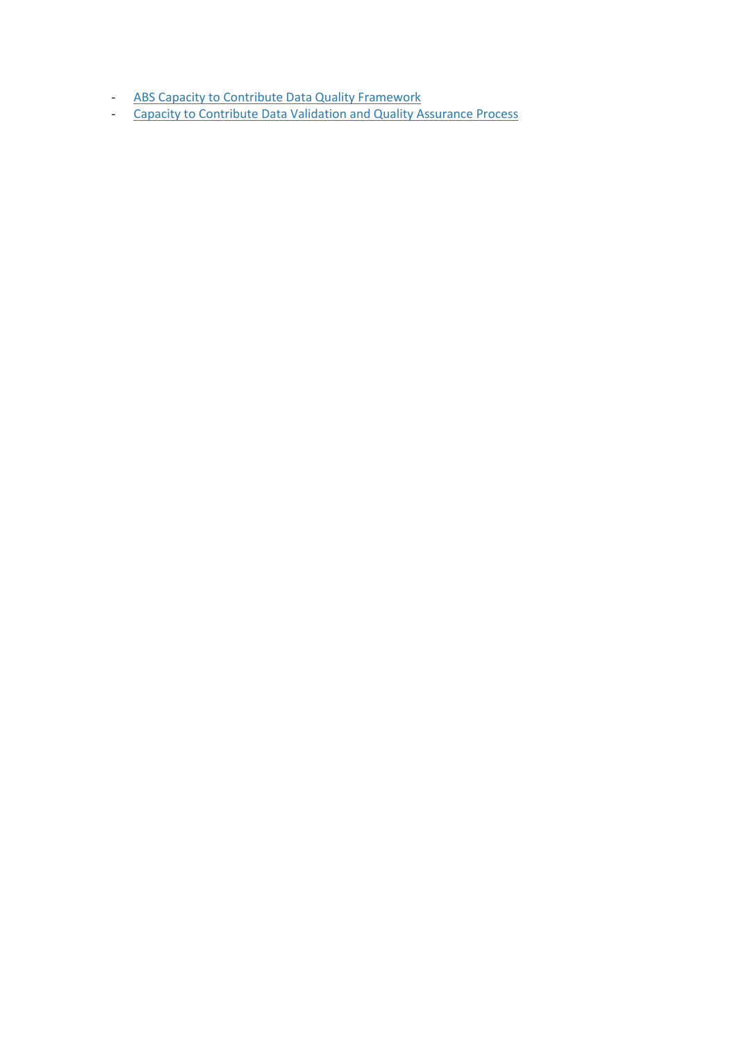- ABS Capacity to Contribute Data Quality Framework
- Capacity to Contribute Data Validation and Quality Assurance Process